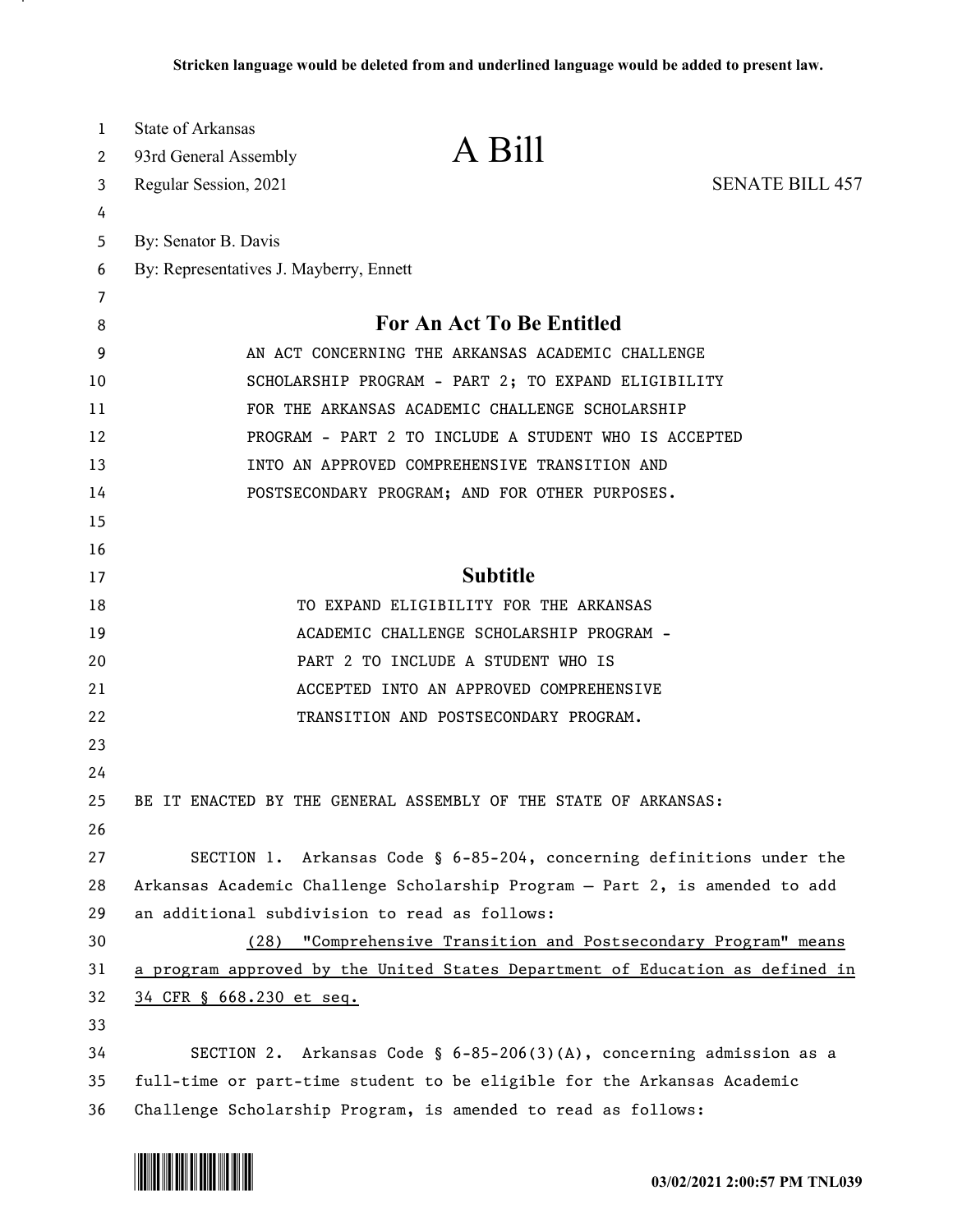**Stricken language would be deleted from and underlined language would be added to present law.**

State of Arkansas
93rd General Assembly
Regular Session, 2021

# A Bill

SENATE BILL 457

By: Senator B. Davis
By: Representatives J. Mayberry, Ennett

## For An Act To Be Entitled

AN ACT CONCERNING THE ARKANSAS ACADEMIC CHALLENGE SCHOLARSHIP PROGRAM - PART 2; TO EXPAND ELIGIBILITY FOR THE ARKANSAS ACADEMIC CHALLENGE SCHOLARSHIP PROGRAM - PART 2 TO INCLUDE A STUDENT WHO IS ACCEPTED INTO AN APPROVED COMPREHENSIVE TRANSITION AND POSTSECONDARY PROGRAM; AND FOR OTHER PURPOSES.

## Subtitle

TO EXPAND ELIGIBILITY FOR THE ARKANSAS ACADEMIC CHALLENGE SCHOLARSHIP PROGRAM - PART 2 TO INCLUDE A STUDENT WHO IS ACCEPTED INTO AN APPROVED COMPREHENSIVE TRANSITION AND POSTSECONDARY PROGRAM.

BE IT ENACTED BY THE GENERAL ASSEMBLY OF THE STATE OF ARKANSAS:

SECTION 1. Arkansas Code § 6-85-204, concerning definitions under the Arkansas Academic Challenge Scholarship Program — Part 2, is amended to add an additional subdivision to read as follows:

<u>(28) "Comprehensive Transition and Postsecondary Program" means a program approved by the United States Department of Education as defined in 34 CFR § 668.230 et seq.</u>

SECTION 2. Arkansas Code § 6-85-206(3)(A), concerning admission as a full-time or part-time student to be eligible for the Arkansas Academic Challenge Scholarship Program, is amended to read as follows: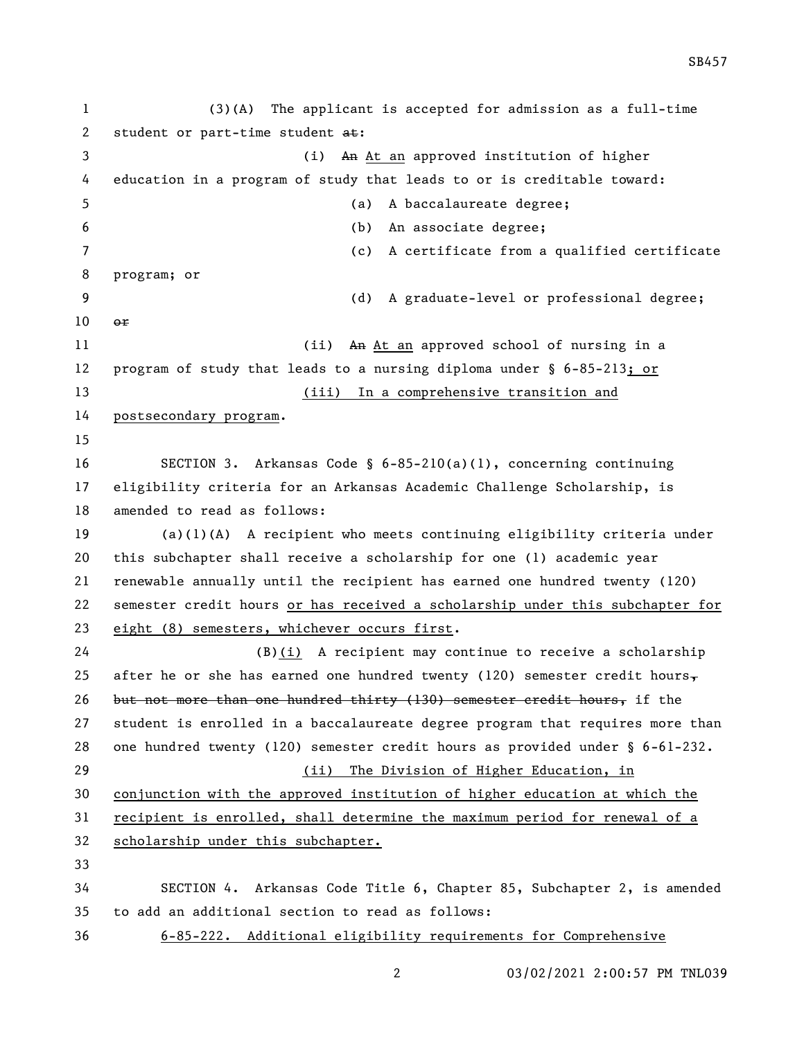(3)(A) The applicant is accepted for admission as a full-time student or part-time student ~~at~~:

(i) ~~An~~ At an approved institution of higher education in a program of study that leads to or is creditable toward:

(a) A baccalaureate degree;

(b) An associate degree;

(c) A certificate from a qualified certificate program; or

(d) A graduate-level or professional degree; ~~or~~

(ii) ~~An~~ At an approved school of nursing in a program of study that leads to a nursing diploma under § 6-85-213; or

(iii) In a comprehensive transition and postsecondary program.

SECTION 3. Arkansas Code § 6-85-210(a)(1), concerning continuing eligibility criteria for an Arkansas Academic Challenge Scholarship, is amended to read as follows:

(a)(1)(A) A recipient who meets continuing eligibility criteria under this subchapter shall receive a scholarship for one (1) academic year renewable annually until the recipient has earned one hundred twenty (120) semester credit hours or has received a scholarship under this subchapter for eight (8) semesters, whichever occurs first.

(B)(i) A recipient may continue to receive a scholarship after he or she has earned one hundred twenty (120) semester credit hours~~, but not more than one hundred thirty (130) semester credit hours,~~ if the student is enrolled in a baccalaureate degree program that requires more than one hundred twenty (120) semester credit hours as provided under § 6-61-232.

(ii) The Division of Higher Education, in conjunction with the approved institution of higher education at which the recipient is enrolled, shall determine the maximum period for renewal of a scholarship under this subchapter.

SECTION 4. Arkansas Code Title 6, Chapter 85, Subchapter 2, is amended to add an additional section to read as follows:

6-85-222. Additional eligibility requirements for Comprehensive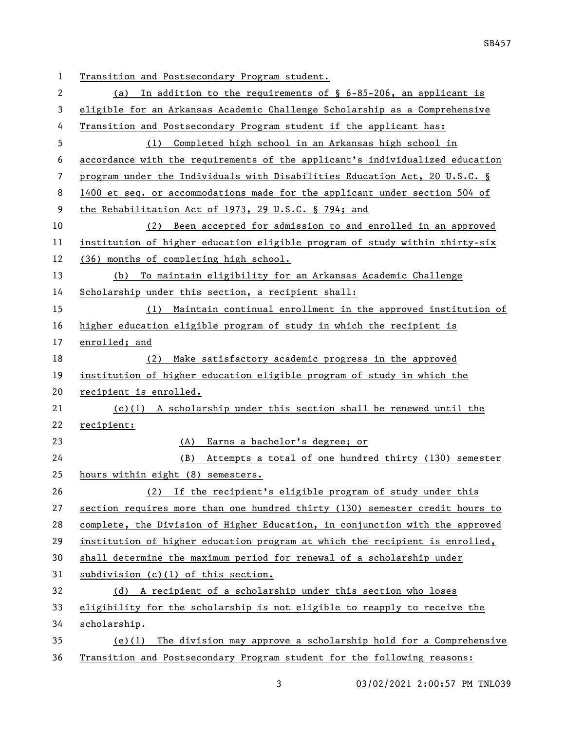Transition and Postsecondary Program student.

(a) In addition to the requirements of § 6-85-206, an applicant is eligible for an Arkansas Academic Challenge Scholarship as a Comprehensive Transition and Postsecondary Program student if the applicant has:

(1) Completed high school in an Arkansas high school in accordance with the requirements of the applicant's individualized education program under the Individuals with Disabilities Education Act, 20 U.S.C. § 1400 et seq. or accommodations made for the applicant under section 504 of the Rehabilitation Act of 1973, 29 U.S.C. § 794; and

(2) Been accepted for admission to and enrolled in an approved institution of higher education eligible program of study within thirty-six (36) months of completing high school.

(b) To maintain eligibility for an Arkansas Academic Challenge Scholarship under this section, a recipient shall:

(1) Maintain continual enrollment in the approved institution of higher education eligible program of study in which the recipient is enrolled; and

(2) Make satisfactory academic progress in the approved institution of higher education eligible program of study in which the recipient is enrolled.

(c)(1) A scholarship under this section shall be renewed until the recipient:

(A) Earns a bachelor's degree; or

(B) Attempts a total of one hundred thirty (130) semester hours within eight (8) semesters.

(2) If the recipient's eligible program of study under this section requires more than one hundred thirty (130) semester credit hours to complete, the Division of Higher Education, in conjunction with the approved institution of higher education program at which the recipient is enrolled, shall determine the maximum period for renewal of a scholarship under subdivision (c)(1) of this section.

(d) A recipient of a scholarship under this section who loses eligibility for the scholarship is not eligible to reapply to receive the scholarship.

(e)(1) The division may approve a scholarship hold for a Comprehensive Transition and Postsecondary Program student for the following reasons: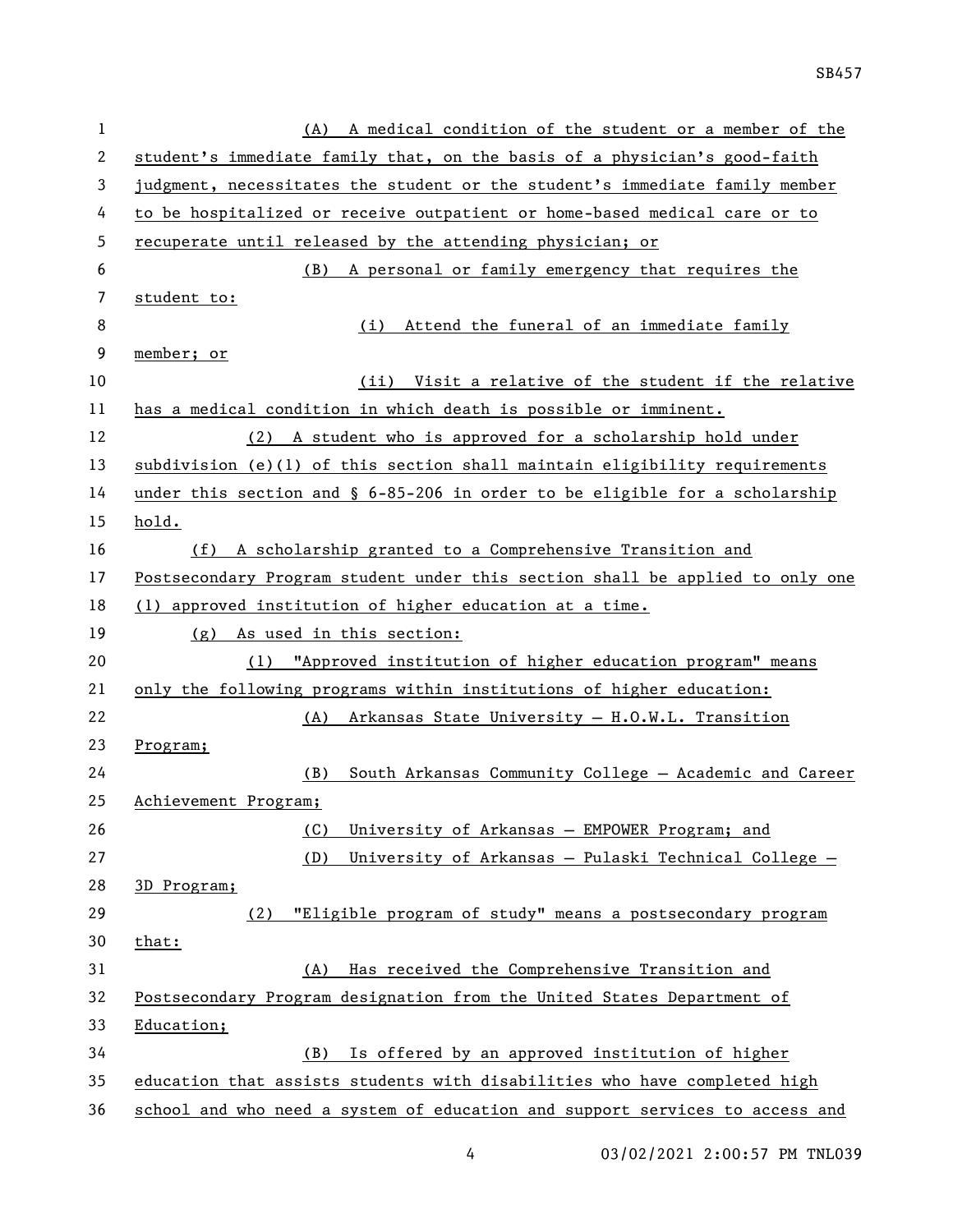(A) A medical condition of the student or a member of the student's immediate family that, on the basis of a physician's good-faith judgment, necessitates the student or the student's immediate family member to be hospitalized or receive outpatient or home-based medical care or to recuperate until released by the attending physician; or

(B) A personal or family emergency that requires the student to:

(i) Attend the funeral of an immediate family member; or

(ii) Visit a relative of the student if the relative has a medical condition in which death is possible or imminent.

(2) A student who is approved for a scholarship hold under subdivision (e)(1) of this section shall maintain eligibility requirements under this section and § 6-85-206 in order to be eligible for a scholarship hold.

(f) A scholarship granted to a Comprehensive Transition and Postsecondary Program student under this section shall be applied to only one (1) approved institution of higher education at a time.

(g) As used in this section:

(1) "Approved institution of higher education program" means only the following programs within institutions of higher education:

(A) Arkansas State University — H.O.W.L. Transition Program;

(B) South Arkansas Community College — Academic and Career Achievement Program;

(C) University of Arkansas — EMPOWER Program; and

(D) University of Arkansas — Pulaski Technical College — 3D Program;

(2) "Eligible program of study" means a postsecondary program that:

(A) Has received the Comprehensive Transition and Postsecondary Program designation from the United States Department of Education;

(B) Is offered by an approved institution of higher education that assists students with disabilities who have completed high school and who need a system of education and support services to access and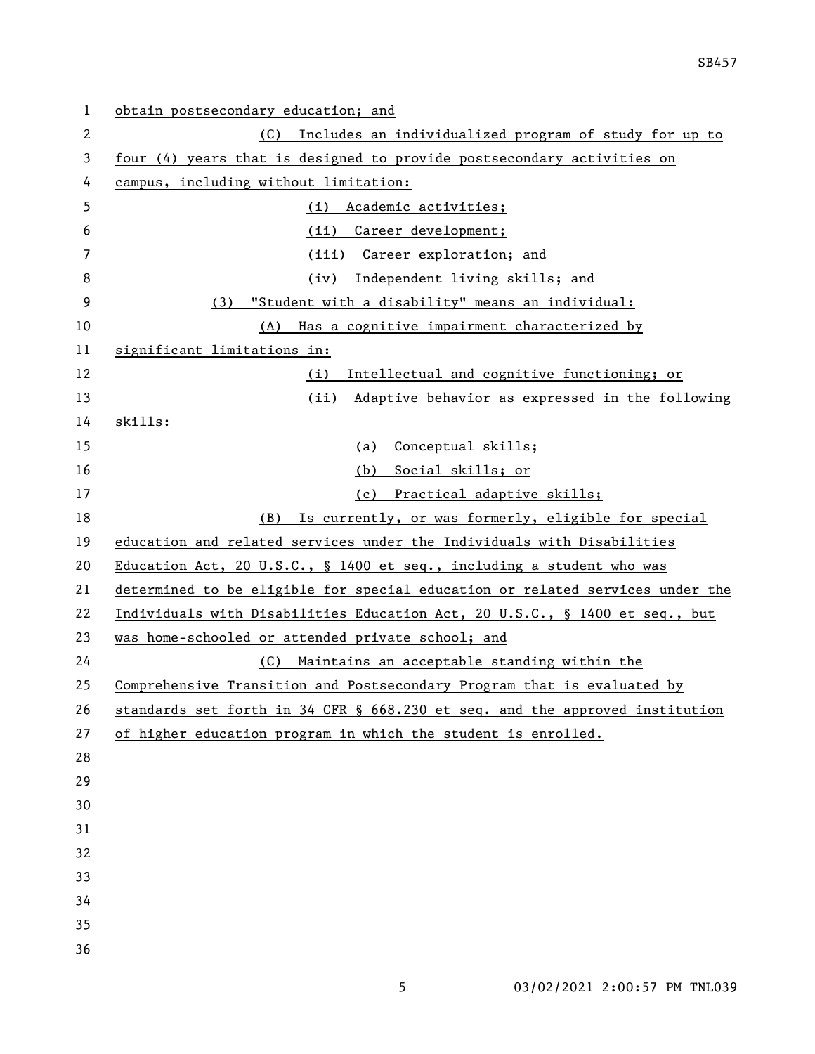obtain postsecondary education; and

(C) Includes an individualized program of study for up to four (4) years that is designed to provide postsecondary activities on campus, including without limitation:

(i) Academic activities;

(ii) Career development;

(iii) Career exploration; and

(iv) Independent living skills; and

(3) "Student with a disability" means an individual:

(A) Has a cognitive impairment characterized by significant limitations in:

(i) Intellectual and cognitive functioning; or

(ii) Adaptive behavior as expressed in the following skills:

(a) Conceptual skills;

(b) Social skills; or

(c) Practical adaptive skills;

(B) Is currently, or was formerly, eligible for special education and related services under the Individuals with Disabilities Education Act, 20 U.S.C., § 1400 et seq., including a student who was determined to be eligible for special education or related services under the Individuals with Disabilities Education Act, 20 U.S.C., § 1400 et seq., but was home-schooled or attended private school; and

(C) Maintains an acceptable standing within the Comprehensive Transition and Postsecondary Program that is evaluated by standards set forth in 34 CFR § 668.230 et seq. and the approved institution of higher education program in which the student is enrolled.

03/02/2021 2:00:57 PM TNL039